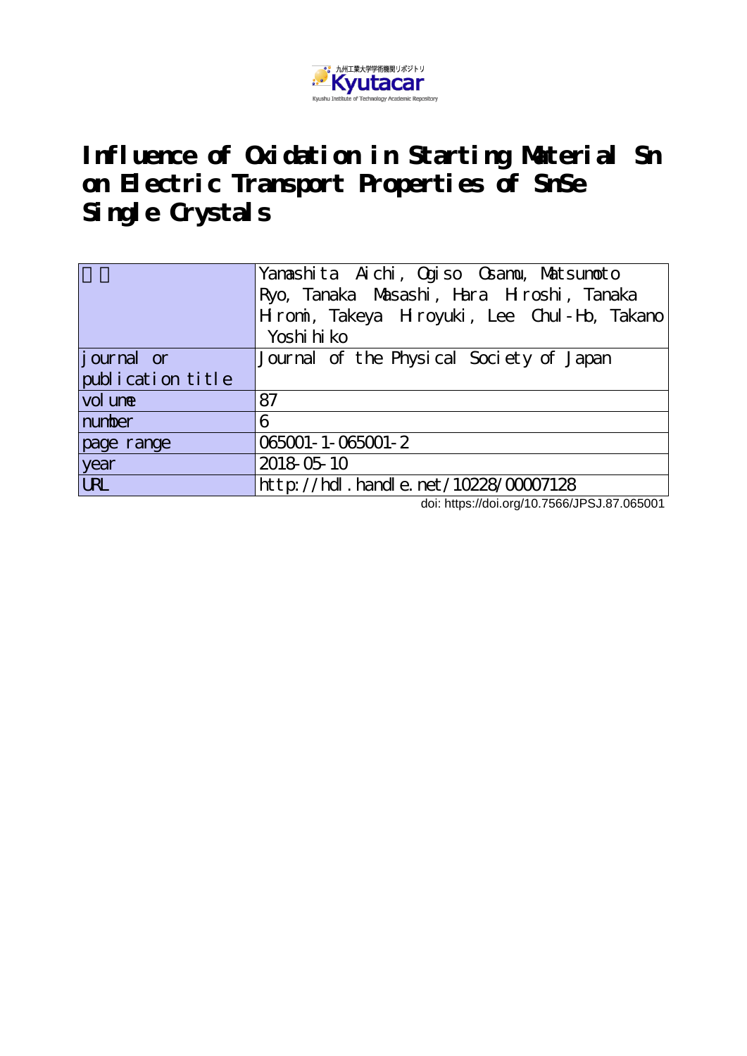九州工業大学学術機関リポジトリ Kyutacar

Kyushu Institute of Technology Academic Repository

# Influence of Oxidation in Starting Material Sn on Electric Transport Properties of SnSe Single Crystals

| 著者 | Yamashita Aichi, Ogiso Osamu, Matsumoto Ryo, Tanaka Masashi, Hara Hiroshi, Tanaka Hiromi, Takeya Hiroyuki, Lee Chul-Ho, Takano Yoshihiko |
| --- | --- |
| journal or publication title | Journal of the Physical Society of Japan |
| volume | 87 |
| number | 6 |
| page range | 065001-1-065001-2 |
| year | 2018-05-10 |
| URL | http://hdl.handle.net/10228/00007128 |

doi: https://doi.org/10.7566/JPSJ.87.065001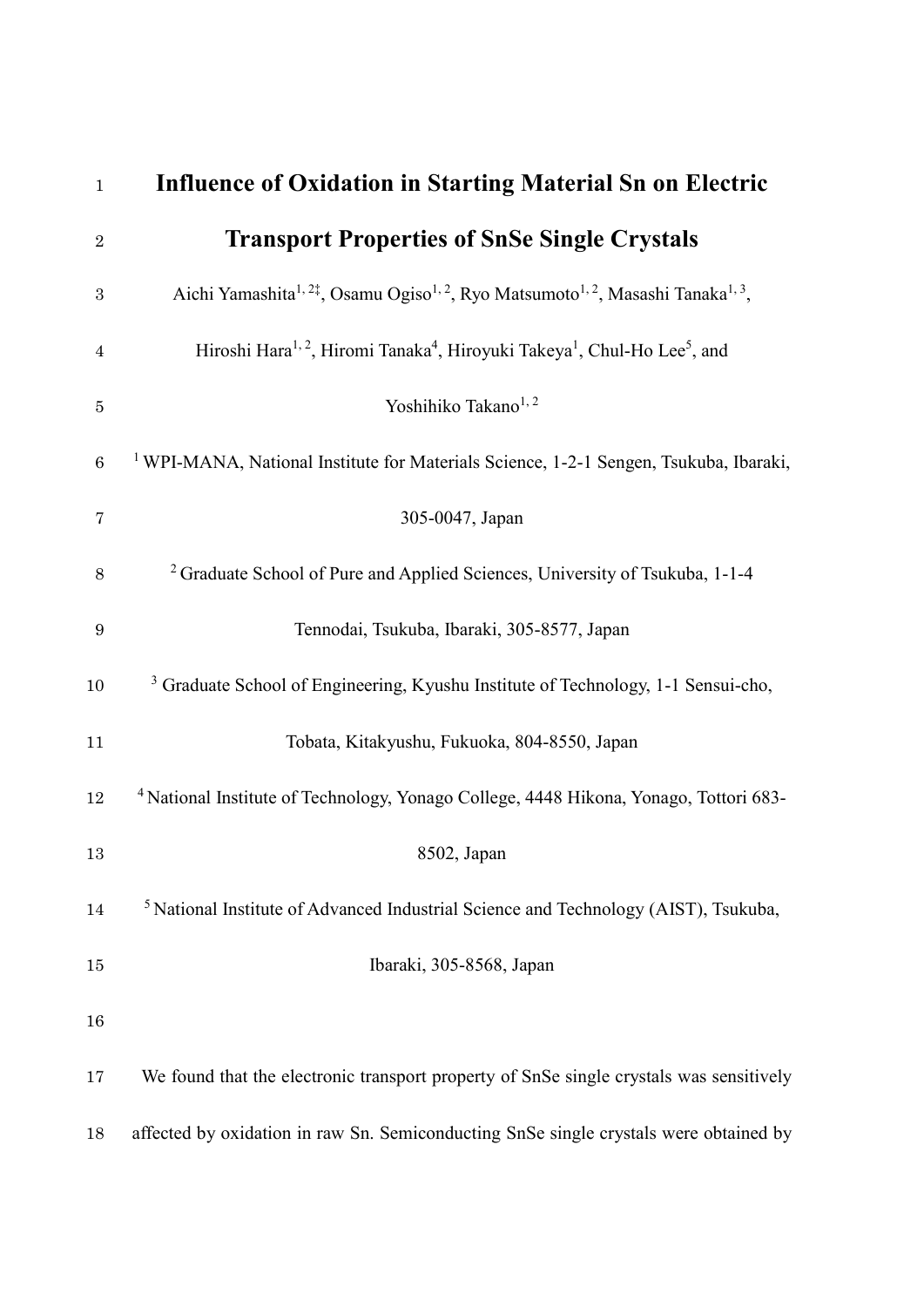# Influence of Oxidation in Starting Material Sn on Electric Transport Properties of SnSe Single Crystals

Aichi Yamashita[1, 2‡], Osamu Ogiso[1, 2], Ryo Matsumoto[1, 2], Masashi Tanaka[1, 3], Hiroshi Hara[1, 2], Hiromi Tanaka[4], Hiroyuki Takeya[1], Chul-Ho Lee[5], and Yoshihiko Takano[1, 2]

[1] WPI-MANA, National Institute for Materials Science, 1-2-1 Sengen, Tsukuba, Ibaraki, 305-0047, Japan

[2] Graduate School of Pure and Applied Sciences, University of Tsukuba, 1-1-4 Tennodai, Tsukuba, Ibaraki, 305-8577, Japan

[3] Graduate School of Engineering, Kyushu Institute of Technology, 1-1 Sensui-cho, Tobata, Kitakyushu, Fukuoka, 804-8550, Japan

[4] National Institute of Technology, Yonago College, 4448 Hikona, Yonago, Tottori 683-8502, Japan

[5] National Institute of Advanced Industrial Science and Technology (AIST), Tsukuba, Ibaraki, 305-8568, Japan

We found that the electronic transport property of SnSe single crystals was sensitively affected by oxidation in raw Sn. Semiconducting SnSe single crystals were obtained by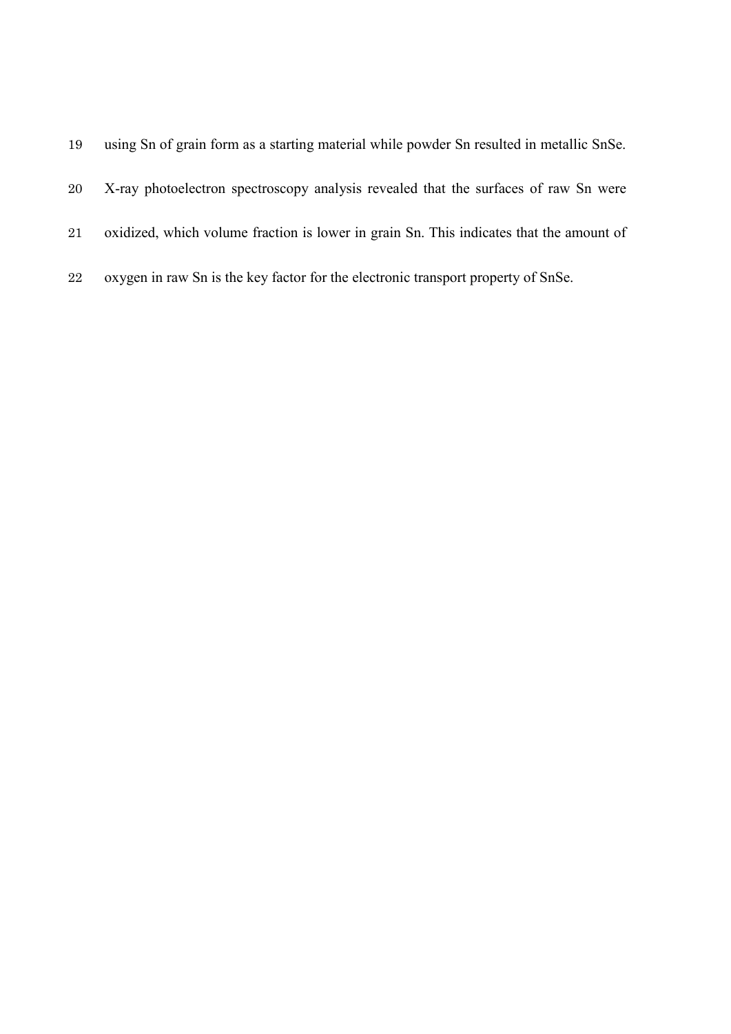using Sn of grain form as a starting material while powder Sn resulted in metallic SnSe. X-ray photoelectron spectroscopy analysis revealed that the surfaces of raw Sn were oxidized, which volume fraction is lower in grain Sn. This indicates that the amount of oxygen in raw Sn is the key factor for the electronic transport property of SnSe.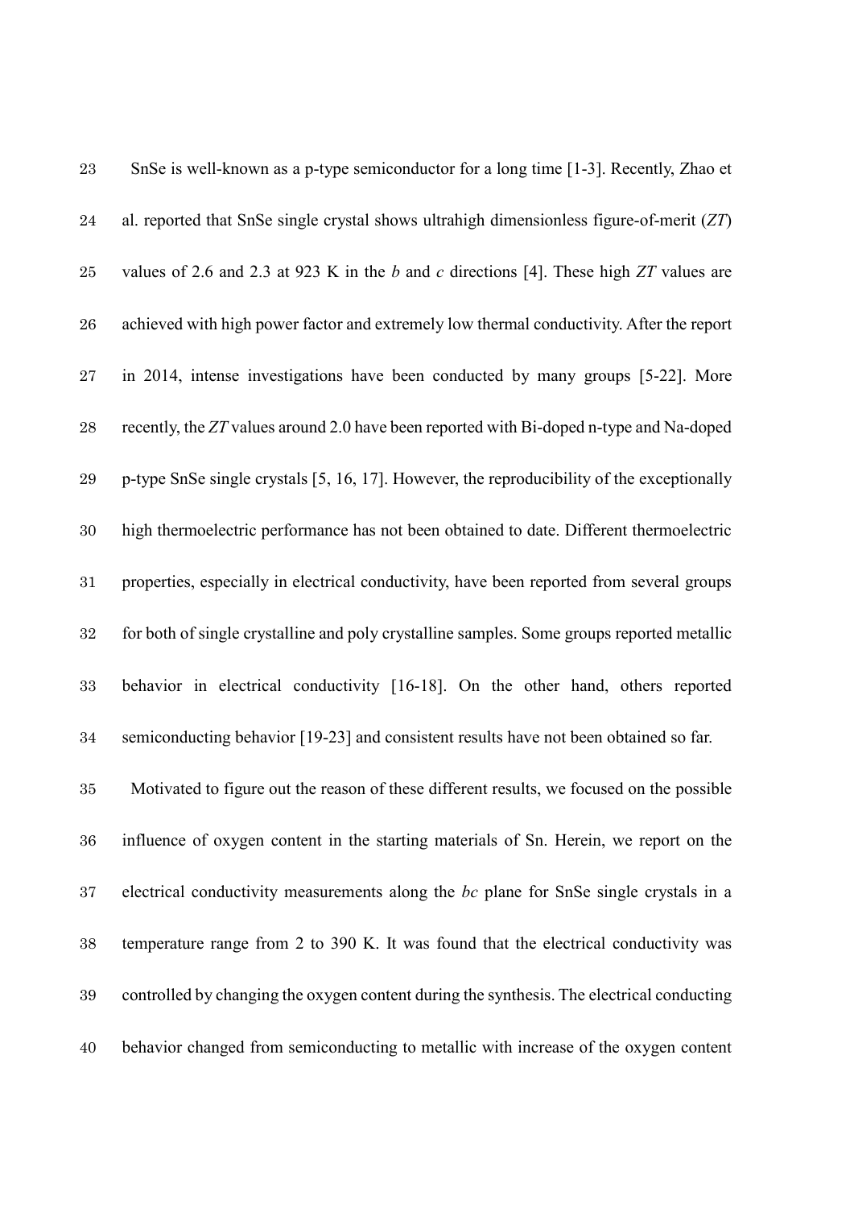SnSe is well-known as a p-type semiconductor for a long time [1-3]. Recently, Zhao et al. reported that SnSe single crystal shows ultrahigh dimensionless figure-of-merit (*ZT*) values of 2.6 and 2.3 at 923 K in the *b* and *c* directions [4]. These high *ZT* values are achieved with high power factor and extremely low thermal conductivity. After the report in 2014, intense investigations have been conducted by many groups [5-22]. More recently, the *ZT* values around 2.0 have been reported with Bi-doped n-type and Na-doped p-type SnSe single crystals [5, 16, 17]. However, the reproducibility of the exceptionally high thermoelectric performance has not been obtained to date. Different thermoelectric properties, especially in electrical conductivity, have been reported from several groups for both of single crystalline and poly crystalline samples. Some groups reported metallic behavior in electrical conductivity [16-18]. On the other hand, others reported semiconducting behavior [19-23] and consistent results have not been obtained so far.

Motivated to figure out the reason of these different results, we focused on the possible influence of oxygen content in the starting materials of Sn. Herein, we report on the electrical conductivity measurements along the *bc* plane for SnSe single crystals in a temperature range from 2 to 390 K. It was found that the electrical conductivity was controlled by changing the oxygen content during the synthesis. The electrical conducting behavior changed from semiconducting to metallic with increase of the oxygen content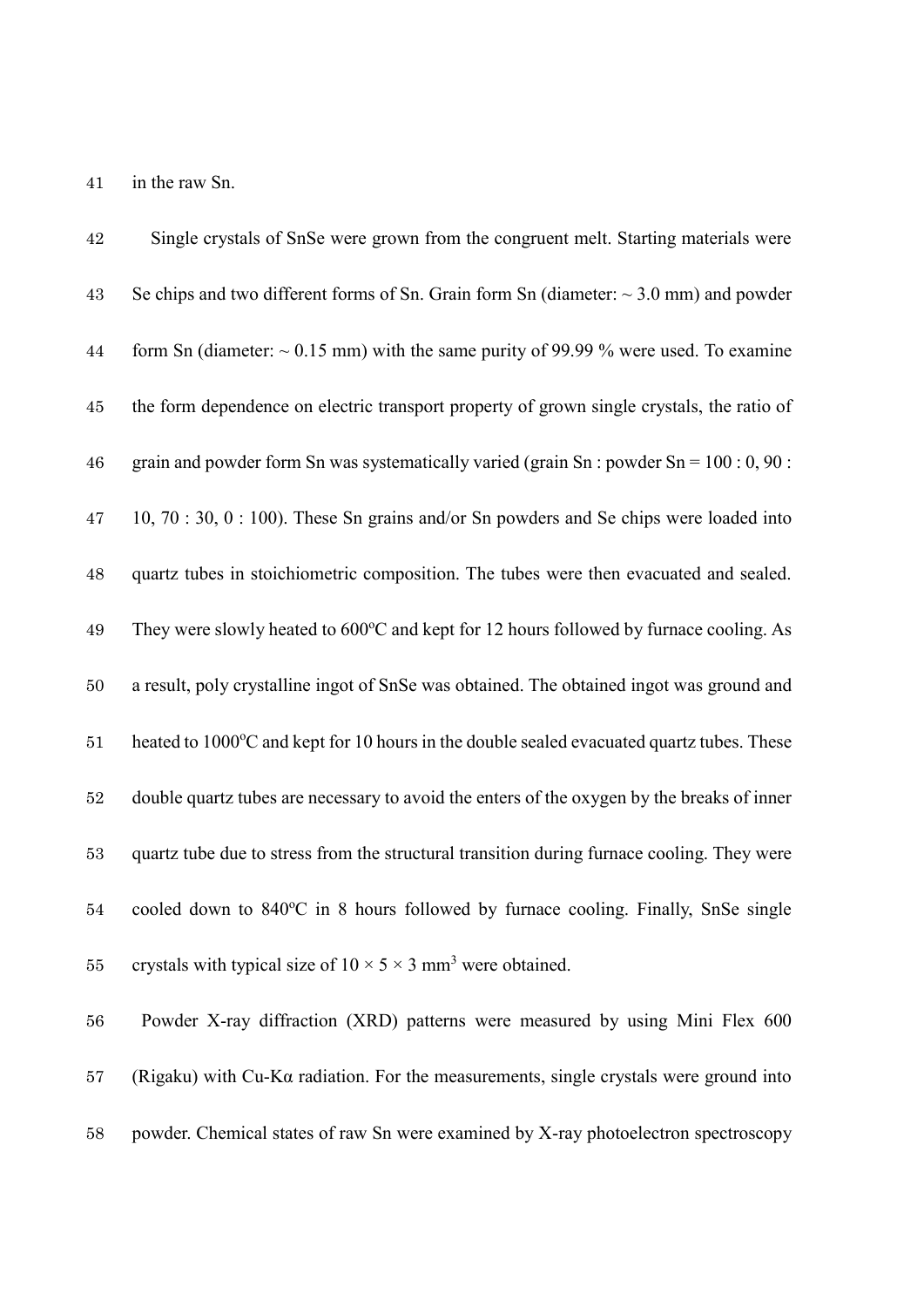in the raw Sn.

Single crystals of SnSe were grown from the congruent melt. Starting materials were Se chips and two different forms of Sn. Grain form Sn (diameter: ~ 3.0 mm) and powder form Sn (diameter: ~ 0.15 mm) with the same purity of 99.99 % were used. To examine the form dependence on electric transport property of grown single crystals, the ratio of grain and powder form Sn was systematically varied (grain Sn : powder Sn = 100 : 0, 90 : 10, 70 : 30, 0 : 100). These Sn grains and/or Sn powders and Se chips were loaded into quartz tubes in stoichiometric composition. The tubes were then evacuated and sealed. They were slowly heated to 600$^{o}$C and kept for 12 hours followed by furnace cooling. As a result, poly crystalline ingot of SnSe was obtained. The obtained ingot was ground and heated to 1000$^{o}$C and kept for 10 hours in the double sealed evacuated quartz tubes. These double quartz tubes are necessary to avoid the enters of the oxygen by the breaks of inner quartz tube due to stress from the structural transition during furnace cooling. They were cooled down to 840$^{o}$C in 8 hours followed by furnace cooling. Finally, SnSe single crystals with typical size of $10 \times 5 \times 3$ mm$^3$ were obtained.

Powder X-ray diffraction (XRD) patterns were measured by using Mini Flex 600 (Rigaku) with Cu-Kα radiation. For the measurements, single crystals were ground into powder. Chemical states of raw Sn were examined by X-ray photoelectron spectroscopy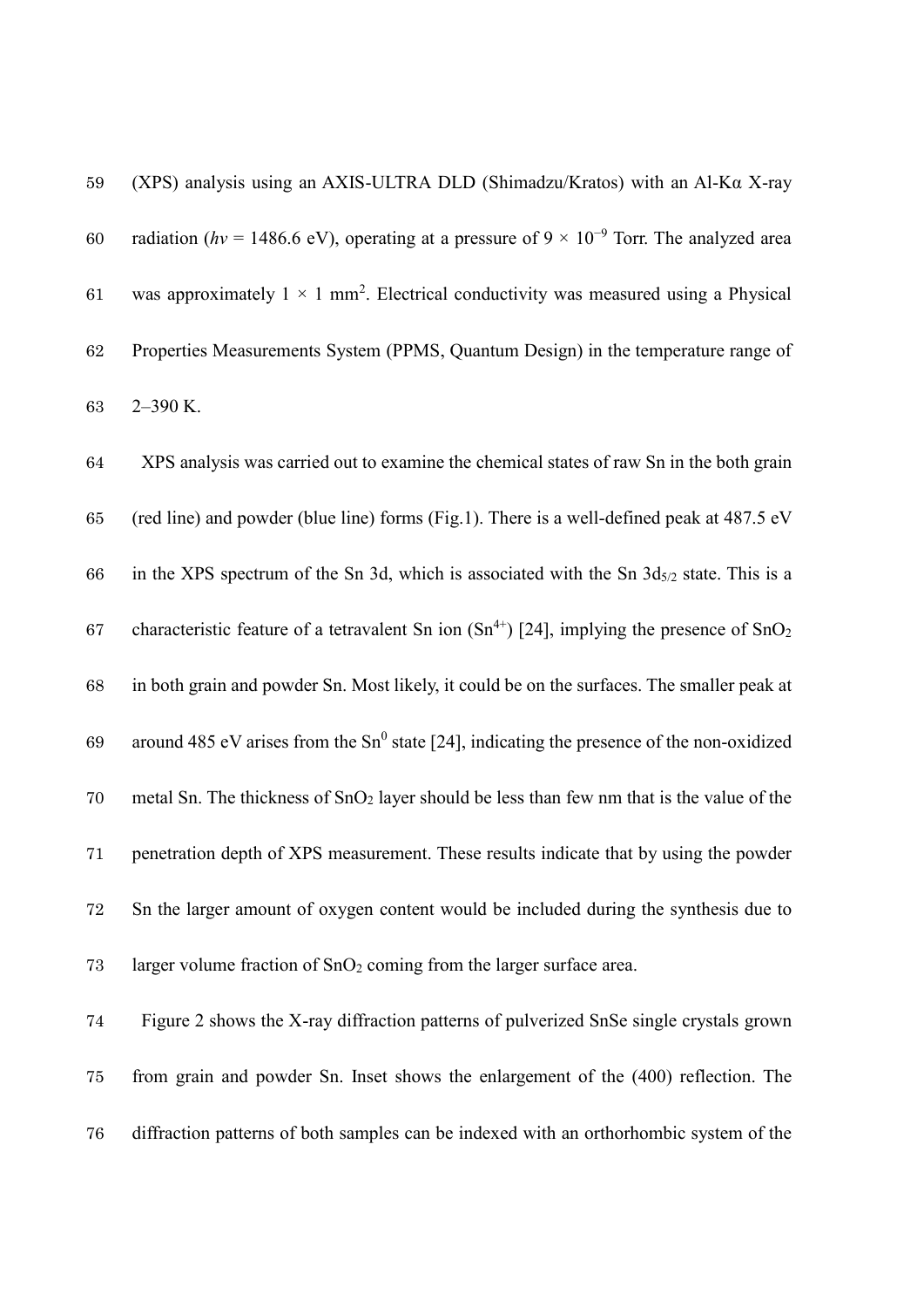(XPS) analysis using an AXIS-ULTRA DLD (Shimadzu/Kratos) with an Al-Kα X-ray radiation (*hν* = 1486.6 eV), operating at a pressure of $9 \times 10^{-9}$ Torr. The analyzed area was approximately $1 \times 1$ mm$^2$. Electrical conductivity was measured using a Physical Properties Measurements System (PPMS, Quantum Design) in the temperature range of 2–390 K.

XPS analysis was carried out to examine the chemical states of raw Sn in the both grain (red line) and powder (blue line) forms (Fig.1). There is a well-defined peak at 487.5 eV in the XPS spectrum of the Sn 3d, which is associated with the Sn $3d_{5/2}$ state. This is a characteristic feature of a tetravalent Sn ion ($Sn^{4+}$) [24], implying the presence of $SnO_2$ in both grain and powder Sn. Most likely, it could be on the surfaces. The smaller peak at around 485 eV arises from the $Sn^0$ state [24], indicating the presence of the non-oxidized metal Sn. The thickness of $SnO_2$ layer should be less than few nm that is the value of the penetration depth of XPS measurement. These results indicate that by using the powder Sn the larger amount of oxygen content would be included during the synthesis due to larger volume fraction of $SnO_2$ coming from the larger surface area.

Figure 2 shows the X-ray diffraction patterns of pulverized SnSe single crystals grown from grain and powder Sn. Inset shows the enlargement of the (400) reflection. The diffraction patterns of both samples can be indexed with an orthorhombic system of the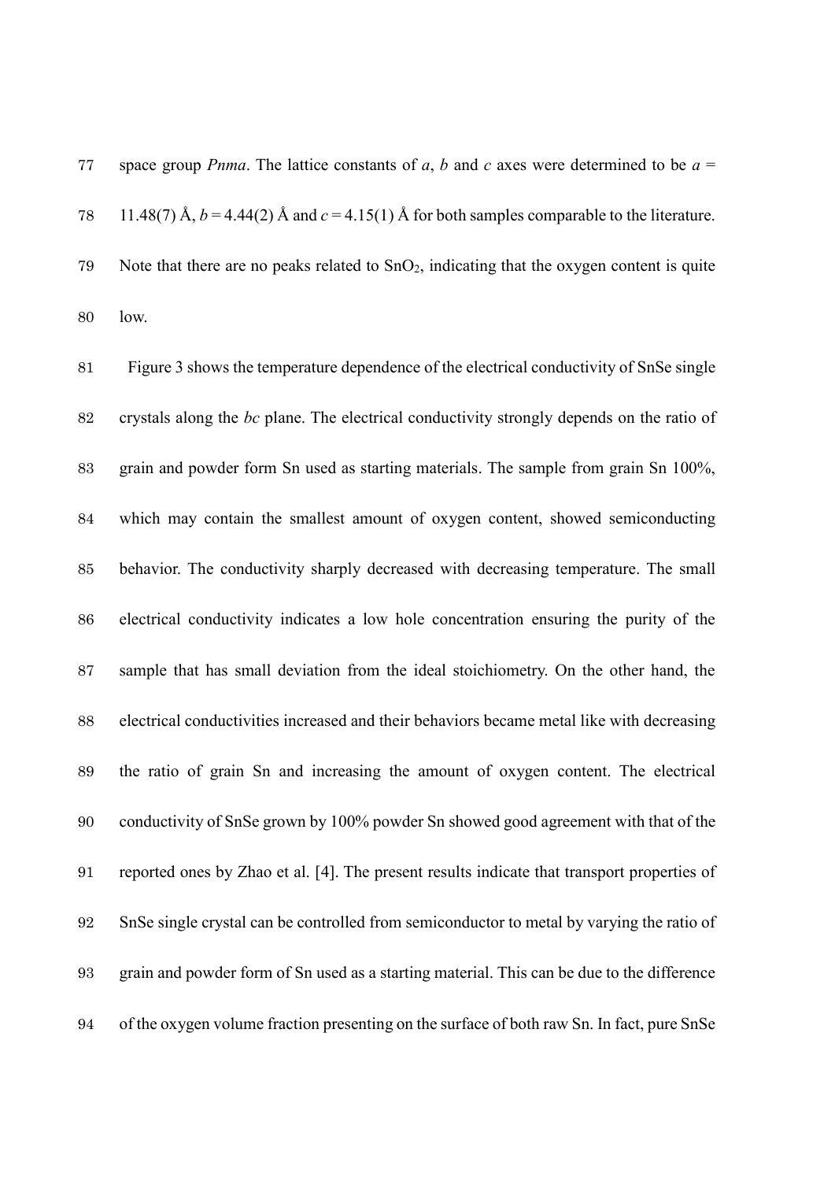space group *Pnma*. The lattice constants of *a*, *b* and *c* axes were determined to be $a$ = 11.48(7) Å, $b$ = 4.44(2) Å and $c$ = 4.15(1) Å for both samples comparable to the literature. Note that there are no peaks related to $SnO_2$, indicating that the oxygen content is quite low.

Figure 3 shows the temperature dependence of the electrical conductivity of SnSe single crystals along the *bc* plane. The electrical conductivity strongly depends on the ratio of grain and powder form Sn used as starting materials. The sample from grain Sn 100%, which may contain the smallest amount of oxygen content, showed semiconducting behavior. The conductivity sharply decreased with decreasing temperature. The small electrical conductivity indicates a low hole concentration ensuring the purity of the sample that has small deviation from the ideal stoichiometry. On the other hand, the electrical conductivities increased and their behaviors became metal like with decreasing the ratio of grain Sn and increasing the amount of oxygen content. The electrical conductivity of SnSe grown by 100% powder Sn showed good agreement with that of the reported ones by Zhao et al. [4]. The present results indicate that transport properties of SnSe single crystal can be controlled from semiconductor to metal by varying the ratio of grain and powder form of Sn used as a starting material. This can be due to the difference of the oxygen volume fraction presenting on the surface of both raw Sn. In fact, pure SnSe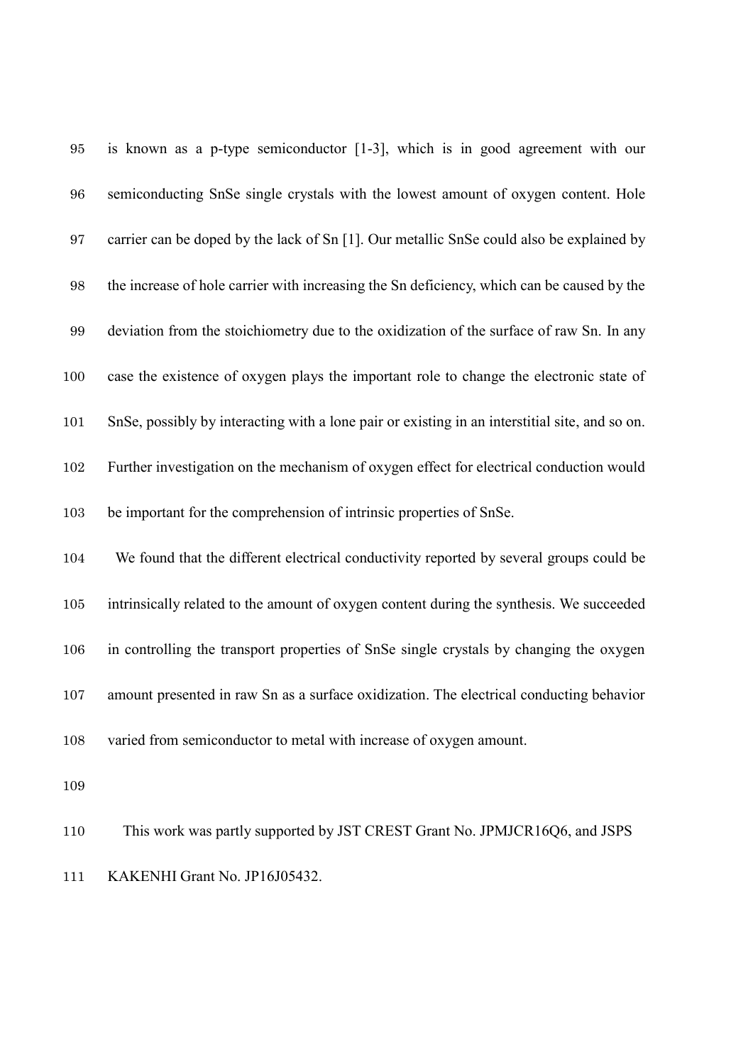is known as a p-type semiconductor [1-3], which is in good agreement with our semiconducting SnSe single crystals with the lowest amount of oxygen content. Hole carrier can be doped by the lack of Sn [1]. Our metallic SnSe could also be explained by the increase of hole carrier with increasing the Sn deficiency, which can be caused by the deviation from the stoichiometry due to the oxidization of the surface of raw Sn. In any case the existence of oxygen plays the important role to change the electronic state of SnSe, possibly by interacting with a lone pair or existing in an interstitial site, and so on. Further investigation on the mechanism of oxygen effect for electrical conduction would be important for the comprehension of intrinsic properties of SnSe.

We found that the different electrical conductivity reported by several groups could be intrinsically related to the amount of oxygen content during the synthesis. We succeeded in controlling the transport properties of SnSe single crystals by changing the oxygen amount presented in raw Sn as a surface oxidization. The electrical conducting behavior varied from semiconductor to metal with increase of oxygen amount.

This work was partly supported by JST CREST Grant No. JPMJCR16Q6, and JSPS KAKENHI Grant No. JP16J05432.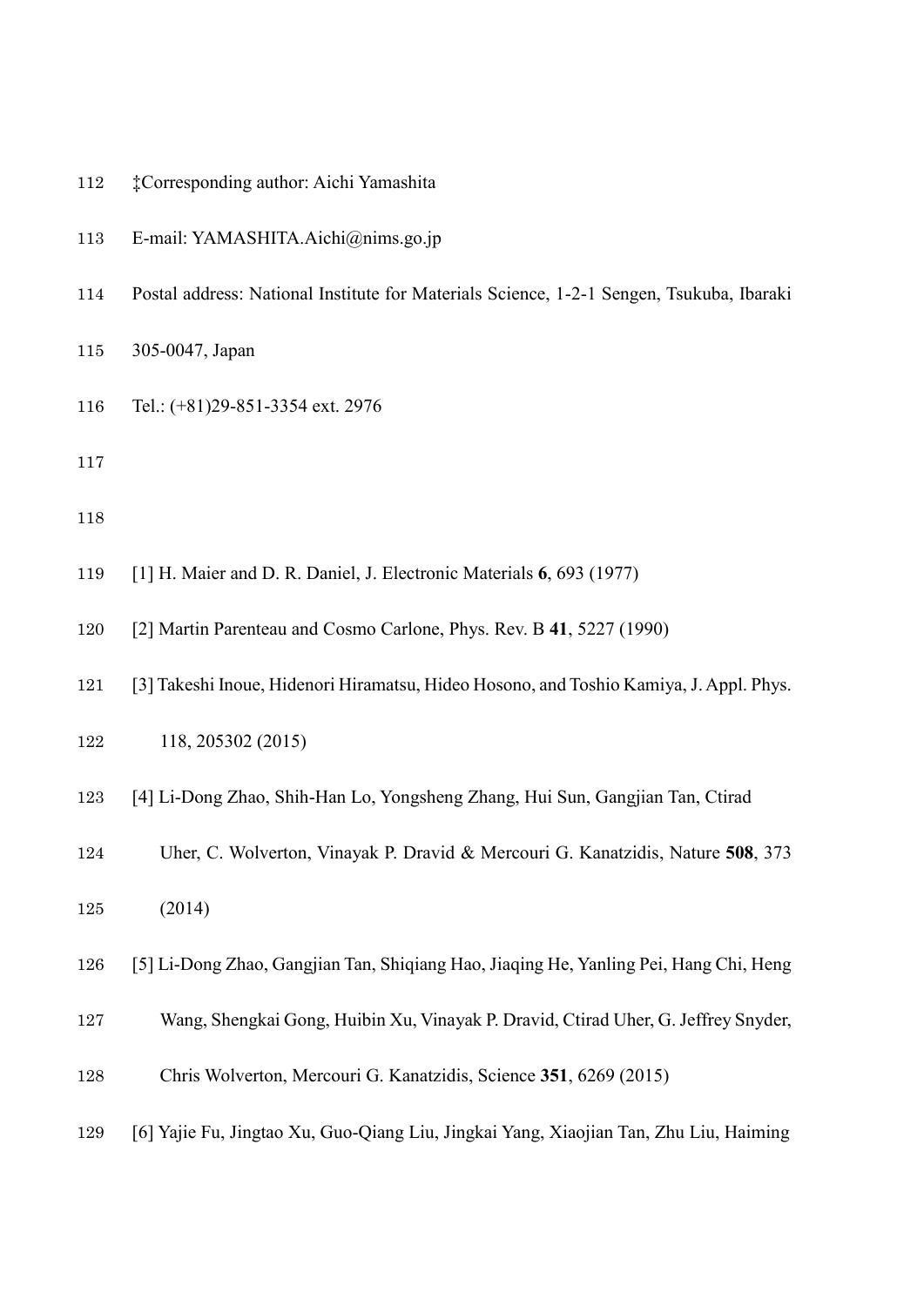‡Corresponding author: Aichi Yamashita

E-mail: YAMASHITA.Aichi@nims.go.jp

Postal address: National Institute for Materials Science, 1-2-1 Sengen, Tsukuba, Ibaraki 305-0047, Japan

Tel.: (+81)29-851-3354 ext. 2976

[1] H. Maier and D. R. Daniel, J. Electronic Materials **6**, 693 (1977)

[2] Martin Parenteau and Cosmo Carlone, Phys. Rev. B **41**, 5227 (1990)

[3] Takeshi Inoue, Hidenori Hiramatsu, Hideo Hosono, and Toshio Kamiya, J. Appl. Phys. 118, 205302 (2015)

[4] Li-Dong Zhao, Shih-Han Lo, Yongsheng Zhang, Hui Sun, Gangjian Tan, Ctirad Uher, C. Wolverton, Vinayak P. Dravid & Mercouri G. Kanatzidis, Nature **508**, 373 (2014)

[5] Li-Dong Zhao, Gangjian Tan, Shiqiang Hao, Jiaqing He, Yanling Pei, Hang Chi, Heng Wang, Shengkai Gong, Huibin Xu, Vinayak P. Dravid, Ctirad Uher, G. Jeffrey Snyder, Chris Wolverton, Mercouri G. Kanatzidis, Science **351**, 6269 (2015)

[6] Yajie Fu, Jingtao Xu, Guo-Qiang Liu, Jingkai Yang, Xiaojian Tan, Zhu Liu, Haiming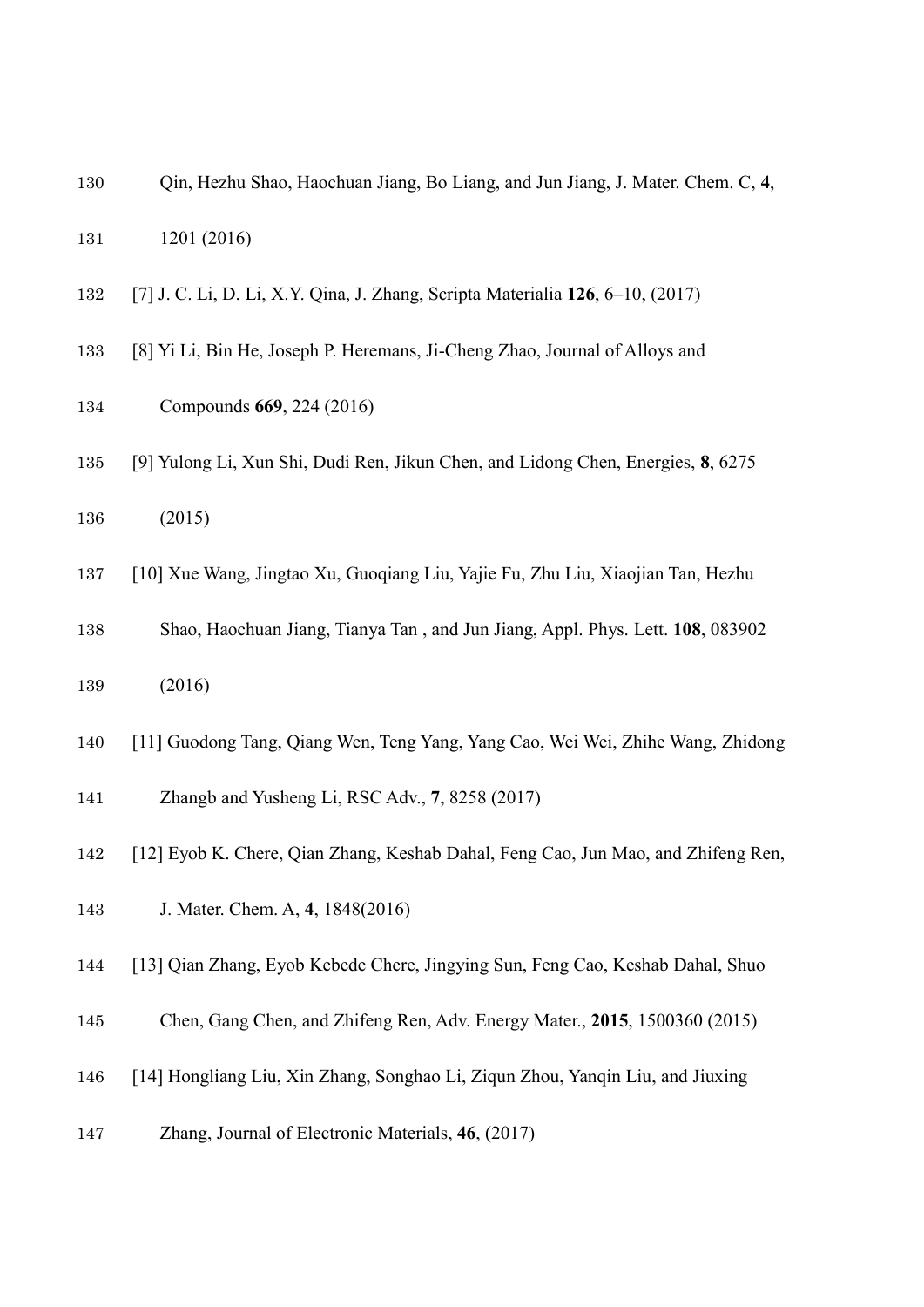Qin, Hezhu Shao, Haochuan Jiang, Bo Liang, and Jun Jiang, J. Mater. Chem. C, **4**, 1201 (2016)

[7] J. C. Li, D. Li, X.Y. Qina, J. Zhang, Scripta Materialia **126**, 6–10, (2017)

[8] Yi Li, Bin He, Joseph P. Heremans, Ji-Cheng Zhao, Journal of Alloys and Compounds **669**, 224 (2016)

[9] Yulong Li, Xun Shi, Dudi Ren, Jikun Chen, and Lidong Chen, Energies, **8**, 6275 (2015)

[10] Xue Wang, Jingtao Xu, Guoqiang Liu, Yajie Fu, Zhu Liu, Xiaojian Tan, Hezhu Shao, Haochuan Jiang, Tianya Tan , and Jun Jiang, Appl. Phys. Lett. **108**, 083902 (2016)

[11] Guodong Tang, Qiang Wen, Teng Yang, Yang Cao, Wei Wei, Zhihe Wang, Zhidong Zhangb and Yusheng Li, RSC Adv., **7**, 8258 (2017)

[12] Eyob K. Chere, Qian Zhang, Keshab Dahal, Feng Cao, Jun Mao, and Zhifeng Ren, J. Mater. Chem. A, **4**, 1848(2016)

[13] Qian Zhang, Eyob Kebede Chere, Jingying Sun, Feng Cao, Keshab Dahal, Shuo Chen, Gang Chen, and Zhifeng Ren, Adv. Energy Mater., **2015**, 1500360 (2015)

[14] Hongliang Liu, Xin Zhang, Songhao Li, Ziqun Zhou, Yanqin Liu, and Jiuxing Zhang, Journal of Electronic Materials, **46**, (2017)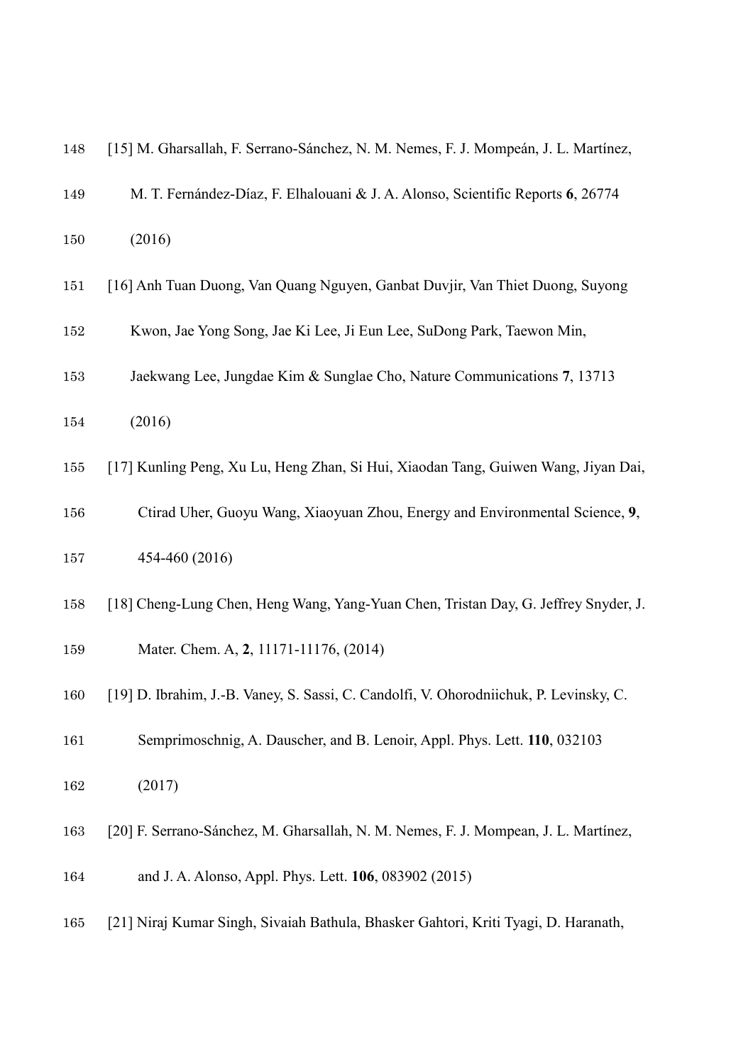[15] M. Gharsallah, F. Serrano-Sánchez, N. M. Nemes, F. J. Mompeán, J. L. Martínez, M. T. Fernández-Díaz, F. Elhalouani & J. A. Alonso, Scientific Reports **6**, 26774 (2016)

[16] Anh Tuan Duong, Van Quang Nguyen, Ganbat Duvjir, Van Thiet Duong, Suyong Kwon, Jae Yong Song, Jae Ki Lee, Ji Eun Lee, SuDong Park, Taewon Min, Jaekwang Lee, Jungdae Kim & Sunglae Cho, Nature Communications **7**, 13713 (2016)

[17] Kunling Peng, Xu Lu, Heng Zhan, Si Hui, Xiaodan Tang, Guiwen Wang, Jiyan Dai, Ctirad Uher, Guoyu Wang, Xiaoyuan Zhou, Energy and Environmental Science, **9**, 454-460 (2016)

[18] Cheng-Lung Chen, Heng Wang, Yang-Yuan Chen, Tristan Day, G. Jeffrey Snyder, J. Mater. Chem. A, **2**, 11171-11176, (2014)

[19] D. Ibrahim, J.-B. Vaney, S. Sassi, C. Candolfi, V. Ohorodniichuk, P. Levinsky, C. Semprimoschnig, A. Dauscher, and B. Lenoir, Appl. Phys. Lett. **110**, 032103 (2017)

[20] F. Serrano-Sánchez, M. Gharsallah, N. M. Nemes, F. J. Mompean, J. L. Martínez, and J. A. Alonso, Appl. Phys. Lett. **106**, 083902 (2015)

[21] Niraj Kumar Singh, Sivaiah Bathula, Bhasker Gahtori, Kriti Tyagi, D. Haranath,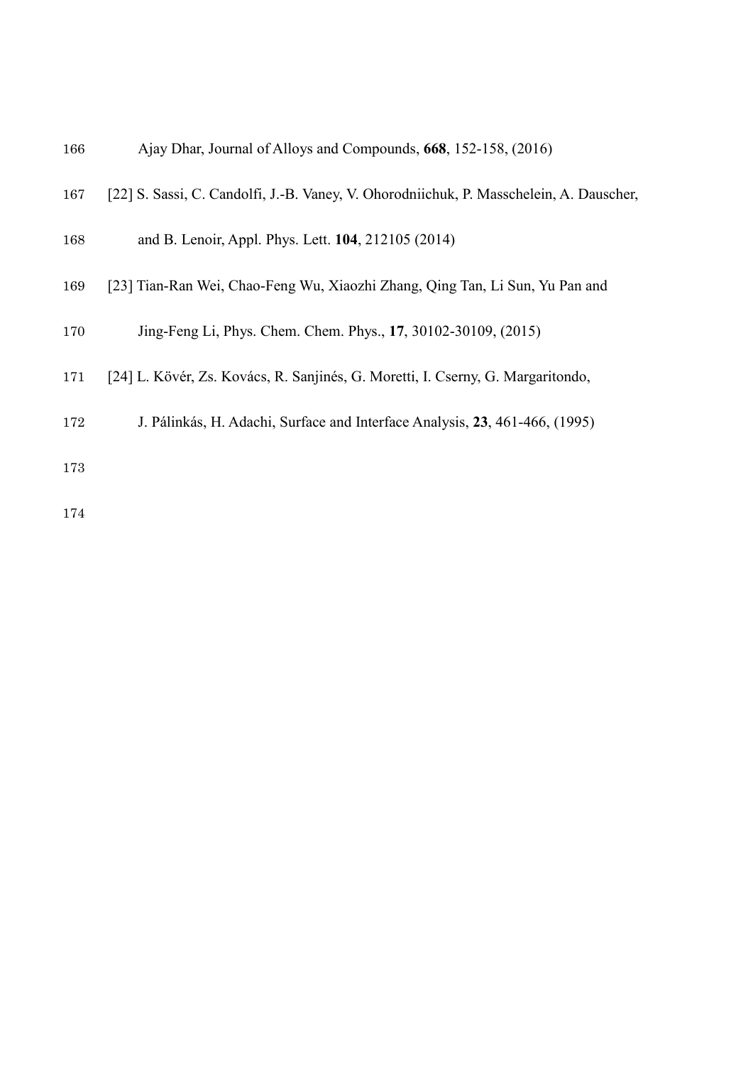Ajay Dhar, Journal of Alloys and Compounds, **668**, 152-158, (2016)

[22] S. Sassi, C. Candolfi, J.-B. Vaney, V. Ohorodniichuk, P. Masschelein, A. Dauscher, and B. Lenoir, Appl. Phys. Lett. **104**, 212105 (2014)

[23] Tian-Ran Wei, Chao-Feng Wu, Xiaozhi Zhang, Qing Tan, Li Sun, Yu Pan and Jing-Feng Li, Phys. Chem. Chem. Phys., **17**, 30102-30109, (2015)

[24] L. Kövér, Zs. Kovács, R. Sanjinés, G. Moretti, I. Cserny, G. Margaritondo, J. Pálinkás, H. Adachi, Surface and Interface Analysis, **23**, 461-466, (1995)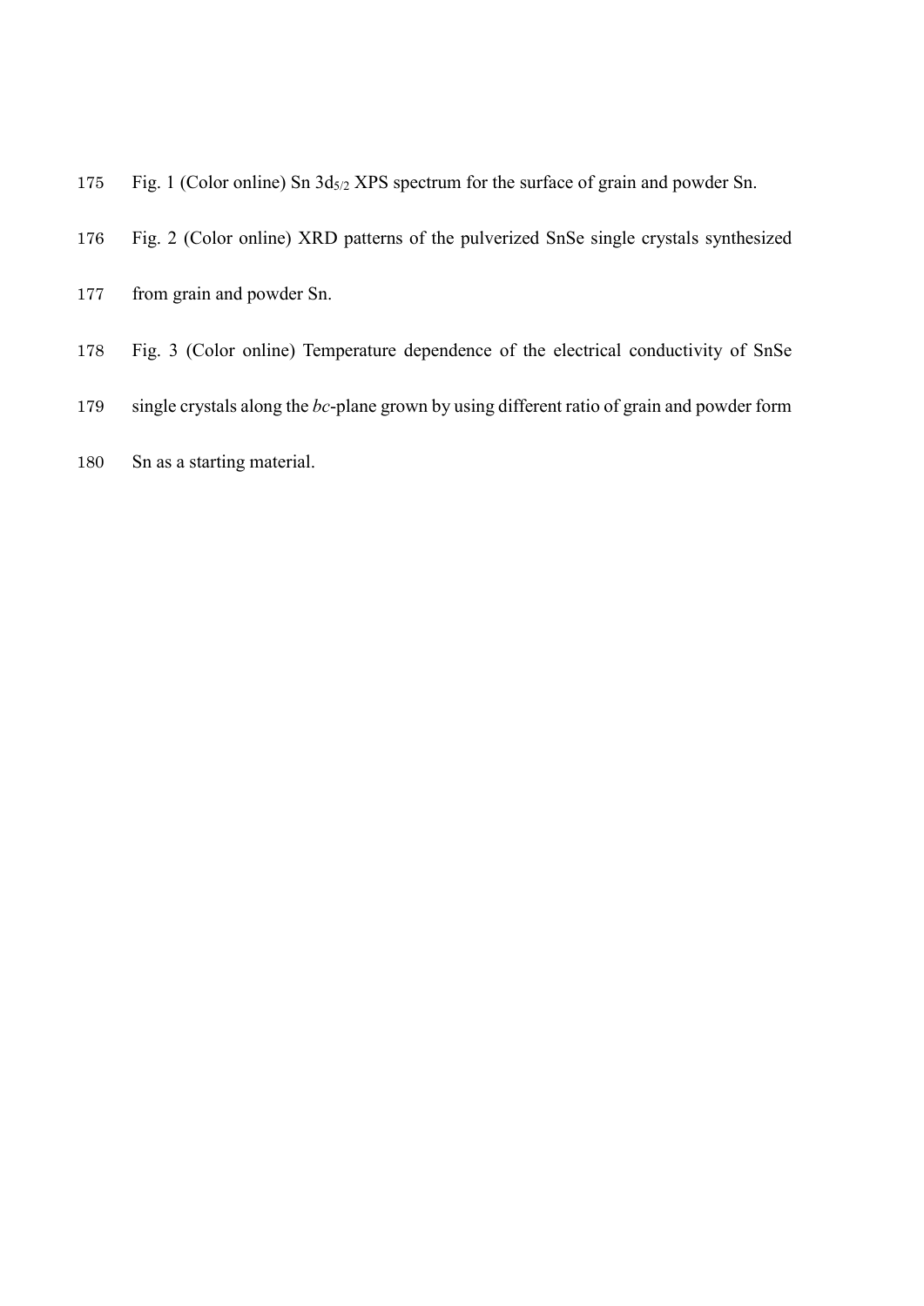Fig. 1 (Color online) Sn $3d_{5/2}$ XPS spectrum for the surface of grain and powder Sn.

Fig. 2 (Color online) XRD patterns of the pulverized SnSe single crystals synthesized from grain and powder Sn.

Fig. 3 (Color online) Temperature dependence of the electrical conductivity of SnSe single crystals along the *bc*-plane grown by using different ratio of grain and powder form Sn as a starting material.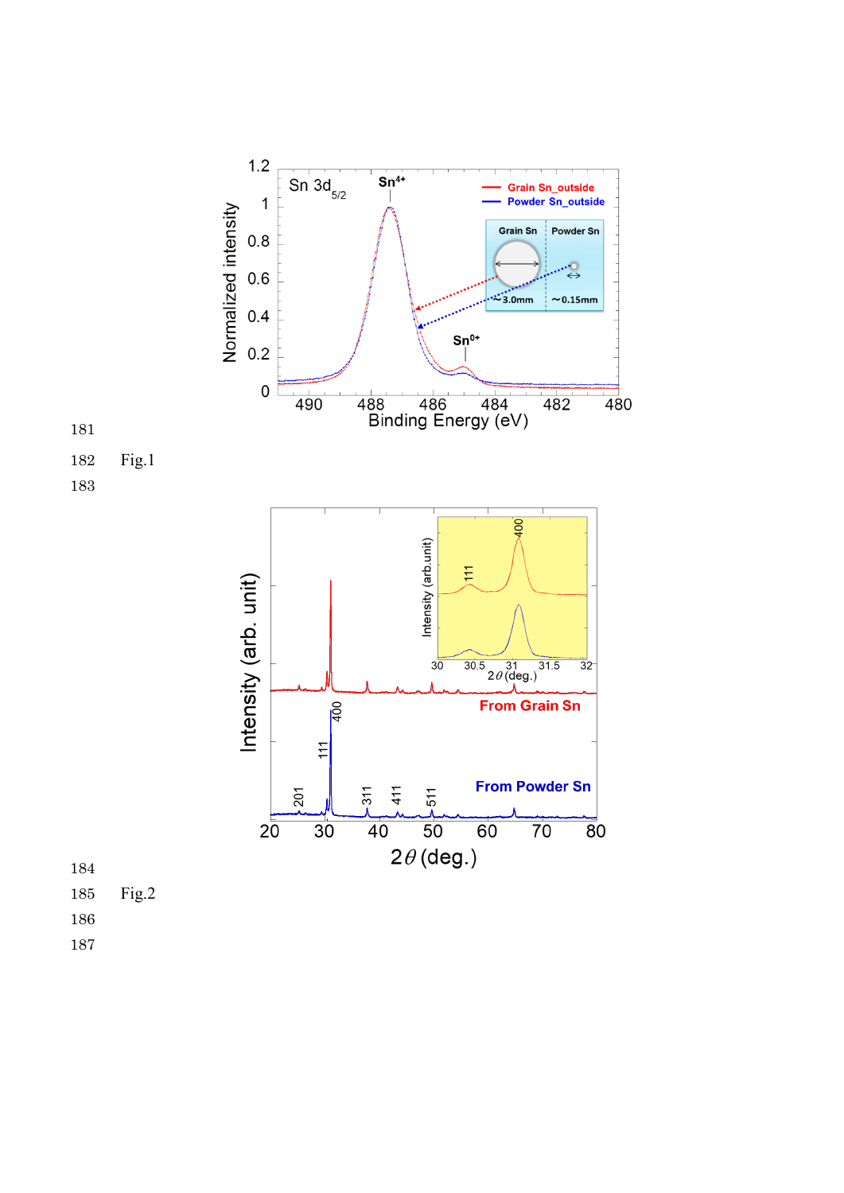181

182 Fig.1

183

184

185 Fig.2

186

187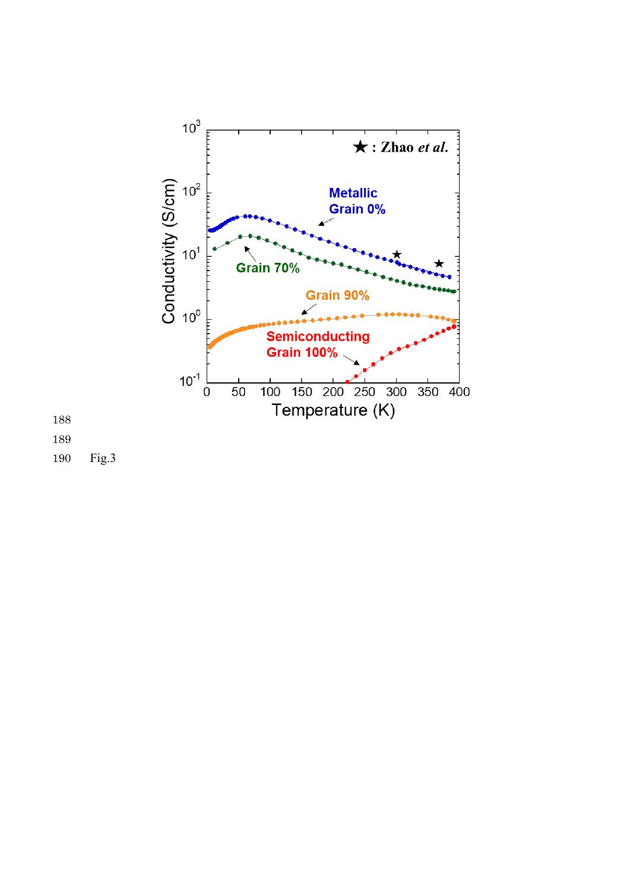$10^3$

★ : Zhao *et al.*

$10^2$

Metallic
Grain 0%

$10^1$

Grain 70%

Grain 90%

$10^0$

Semiconducting
Grain 100%

$10^{-1}$

Conductivity (S/cm)

0 50 100 150 200 250 300 350 400

Temperature (K)

Fig.3